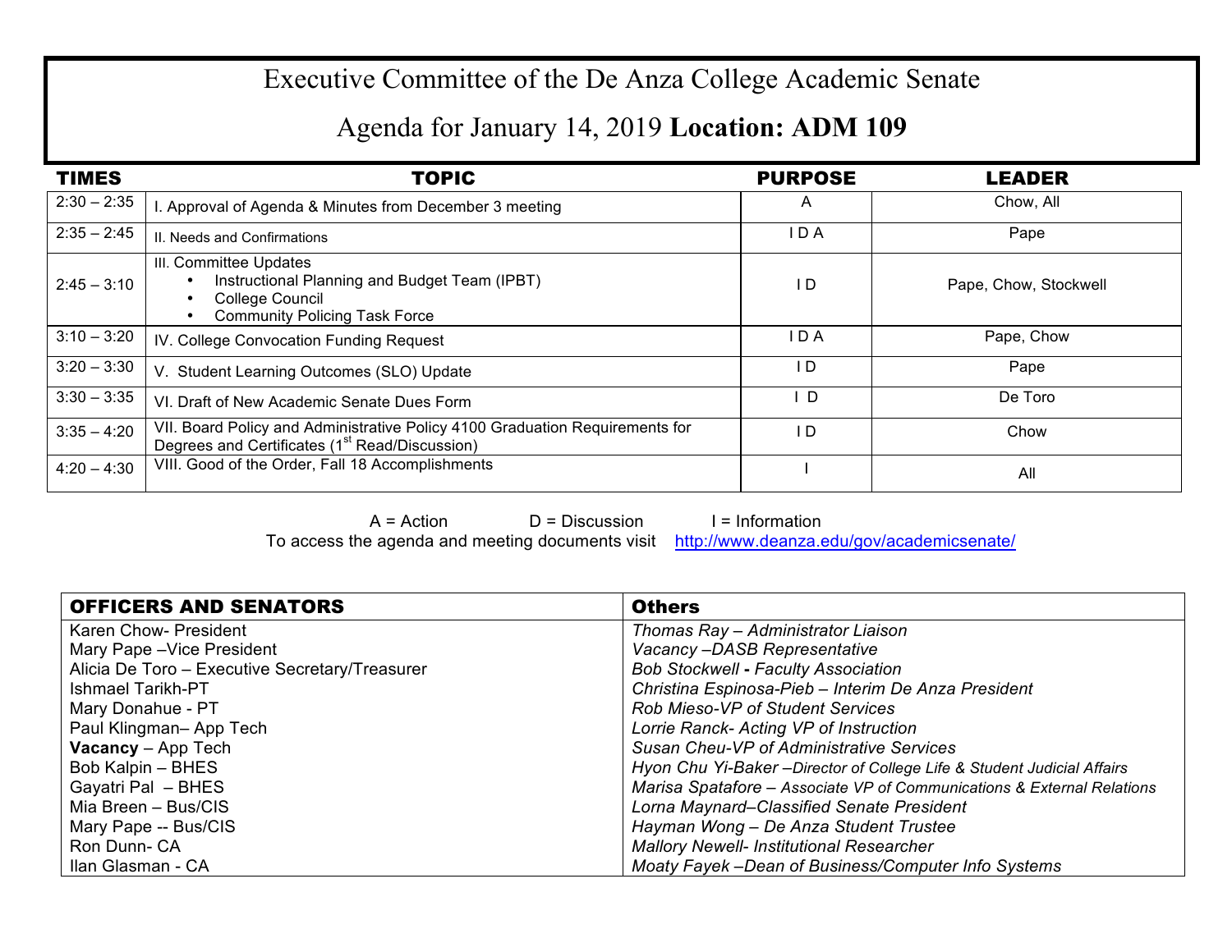# Executive Committee of the De Anza College Academic Senate

## Agenda for January 14, 2019 **Location: ADM 109**

| TIMES | TOPIC | PURPOSE | LEADER |
|---|---|---|---|
| 2:30 – 2:35 | I. Approval of Agenda & Minutes from December 3 meeting | A | Chow, All |
| 2:35 – 2:45 | II. Needs and Confirmations | I D A | Pape |
| 2:45 – 3:10 | III. Committee Updates<br>• Instructional Planning and Budget Team (IPBT)<br>• College Council<br>• Community Policing Task Force | I D | Pape, Chow, Stockwell |
| 3:10 – 3:20 | IV. College Convocation Funding Request | I D A | Pape, Chow |
| 3:20 – 3:30 | V. Student Learning Outcomes (SLO) Update | I D | Pape |
| 3:30 – 3:35 | VI. Draft of New Academic Senate Dues Form | I D | De Toro |
| 3:35 – 4:20 | VII. Board Policy and Administrative Policy 4100 Graduation Requirements for Degrees and Certificates (1st Read/Discussion) | I D | Chow |
| 4:20 – 4:30 | VIII. Good of the Order, Fall 18 Accomplishments | I | All |

A = Action D = Discussion I = Information

To access the agenda and meeting documents visit http://www.deanza.edu/gov/academicsenate/

| OFFICERS AND SENATORS | Others |
|---|---|
| Karen Chow- President | *Thomas Ray – Administrator Liaison* |
| Mary Pape –Vice President | *Vacancy –DASB Representative* |
| Alicia De Toro – Executive Secretary/Treasurer | *Bob Stockwell - Faculty Association* |
| Ishmael Tarikh-PT | *Christina Espinosa-Pieb – Interim De Anza President* |
| Mary Donahue - PT | *Rob Mieso-VP of Student Services* |
| Paul Klingman– App Tech | *Lorrie Ranck- Acting VP of Instruction* |
| **Vacancy** – App Tech | *Susan Cheu-VP of Administrative Services* |
| Bob Kalpin – BHES | *Hyon Chu Yi-Baker –Director of College Life & Student Judicial Affairs* |
| Gayatri Pal – BHES | *Marisa Spatafore – Associate VP of Communications & External Relations* |
| Mia Breen – Bus/CIS | *Lorna Maynard–Classified Senate President* |
| Mary Pape -- Bus/CIS | *Hayman Wong – De Anza Student Trustee* |
| Ron Dunn- CA | *Mallory Newell- Institutional Researcher* |
| Ilan Glasman - CA | *Moaty Fayek –Dean of Business/Computer Info Systems* |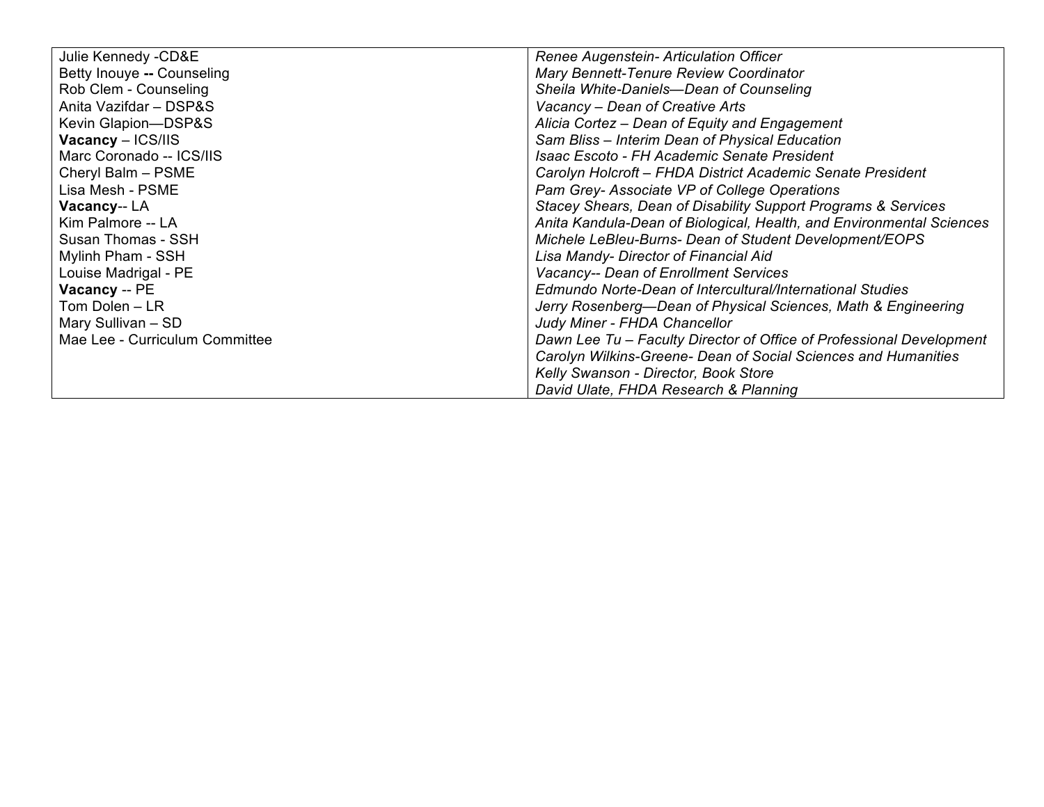| | |
|---|---|
| Julie Kennedy -CD&E | *Renee Augenstein- Articulation Officer* |
| Betty Inouye **--** Counseling | *Mary Bennett-Tenure Review Coordinator* |
| Rob Clem - Counseling | *Sheila White-Daniels—Dean of Counseling* |
| Anita Vazifdar – DSP&S | *Vacancy – Dean of Creative Arts* |
| Kevin Glapion—DSP&S | *Alicia Cortez – Dean of Equity and Engagement* |
| **Vacancy** – ICS/IIS | *Sam Bliss – Interim Dean of Physical Education* |
| Marc Coronado -- ICS/IIS | *Isaac Escoto - FH Academic Senate President* |
| Cheryl Balm – PSME | *Carolyn Holcroft – FHDA District Academic Senate President* |
| Lisa Mesh - PSME | *Pam Grey- Associate VP of College Operations* |
| **Vacancy**-- LA | *Stacey Shears, Dean of Disability Support Programs & Services* |
| Kim Palmore -- LA | *Anita Kandula-Dean of Biological, Health, and Environmental Sciences* |
| Susan Thomas - SSH | *Michele LeBleu-Burns- Dean of Student Development/EOPS* |
| Mylinh Pham - SSH | *Lisa Mandy- Director of Financial Aid* |
| Louise Madrigal - PE | *Vacancy-- Dean of Enrollment Services* |
| **Vacancy** -- PE | *Edmundo Norte-Dean of Intercultural/International Studies* |
| Tom Dolen – LR | *Jerry Rosenberg—Dean of Physical Sciences, Math & Engineering* |
| Mary Sullivan – SD | *Judy Miner - FHDA Chancellor* |
| Mae Lee - Curriculum Committee | *Dawn Lee Tu – Faculty Director of Office of Professional Development* |
| | *Carolyn Wilkins-Greene- Dean of Social Sciences and Humanities* |
| | *Kelly Swanson - Director, Book Store* |
| | *David Ulate, FHDA Research & Planning* |